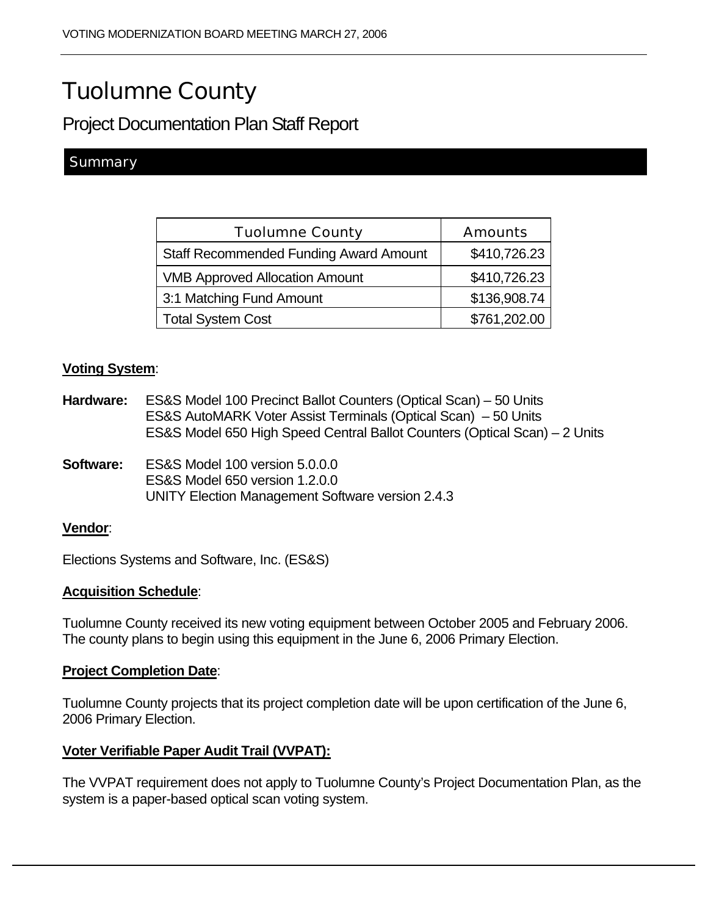# Tuolumne County

## Project Documentation Plan Staff Report

### Summary

| Tuolumne County | Amounts |
| --- | --- |
| Staff Recommended Funding Award Amount | $410,726.23 |
| VMB Approved Allocation Amount | $410,726.23 |
| 3:1 Matching Fund Amount | $136,908.74 |
| Total System Cost | $761,202.00 |

**Voting System**:

**Hardware:** ES&S Model 100 Precinct Ballot Counters (Optical Scan) – 50 Units
ES&S AutoMARK Voter Assist Terminals (Optical Scan) – 50 Units
ES&S Model 650 High Speed Central Ballot Counters (Optical Scan) – 2 Units

**Software:** ES&S Model 100 version 5.0.0.0
ES&S Model 650 version 1.2.0.0
UNITY Election Management Software version 2.4.3

**Vendor**:

Elections Systems and Software, Inc. (ES&S)

**Acquisition Schedule**:

Tuolumne County received its new voting equipment between October 2005 and February 2006. The county plans to begin using this equipment in the June 6, 2006 Primary Election.

**Project Completion Date**:

Tuolumne County projects that its project completion date will be upon certification of the June 6, 2006 Primary Election.

**Voter Verifiable Paper Audit Trail (VVPAT):**

The VVPAT requirement does not apply to Tuolumne County's Project Documentation Plan, as the system is a paper-based optical scan voting system.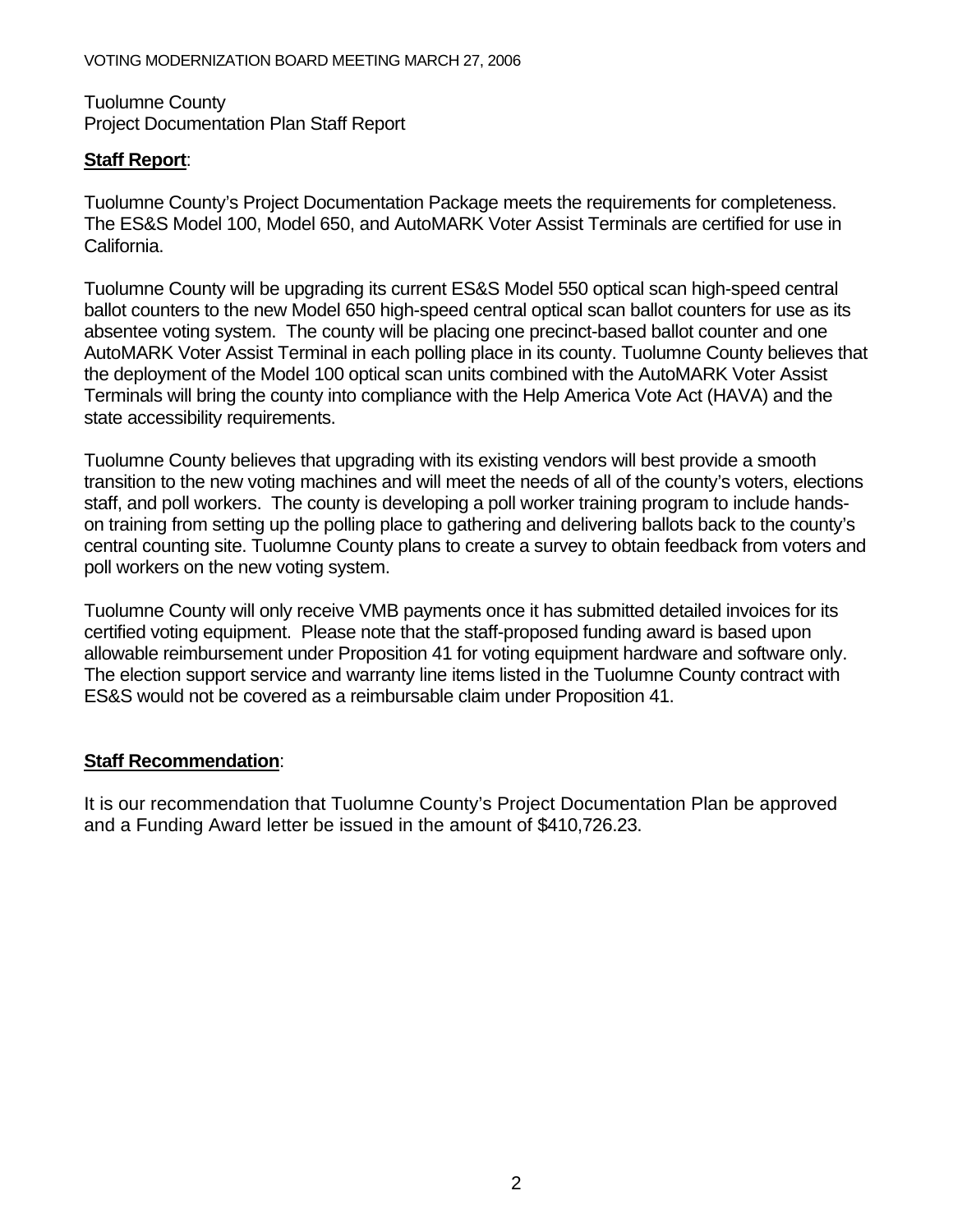Tuolumne County
Project Documentation Plan Staff Report

**Staff Report**:

Tuolumne County's Project Documentation Package meets the requirements for completeness. The ES&S Model 100, Model 650, and AutoMARK Voter Assist Terminals are certified for use in California.

Tuolumne County will be upgrading its current ES&S Model 550 optical scan high-speed central ballot counters to the new Model 650 high-speed central optical scan ballot counters for use as its absentee voting system. The county will be placing one precinct-based ballot counter and one AutoMARK Voter Assist Terminal in each polling place in its county. Tuolumne County believes that the deployment of the Model 100 optical scan units combined with the AutoMARK Voter Assist Terminals will bring the county into compliance with the Help America Vote Act (HAVA) and the state accessibility requirements.

Tuolumne County believes that upgrading with its existing vendors will best provide a smooth transition to the new voting machines and will meet the needs of all of the county's voters, elections staff, and poll workers. The county is developing a poll worker training program to include hands-on training from setting up the polling place to gathering and delivering ballots back to the county's central counting site. Tuolumne County plans to create a survey to obtain feedback from voters and poll workers on the new voting system.

Tuolumne County will only receive VMB payments once it has submitted detailed invoices for its certified voting equipment. Please note that the staff-proposed funding award is based upon allowable reimbursement under Proposition 41 for voting equipment hardware and software only. The election support service and warranty line items listed in the Tuolumne County contract with ES&S would not be covered as a reimbursable claim under Proposition 41.

**Staff Recommendation**:

It is our recommendation that Tuolumne County's Project Documentation Plan be approved and a Funding Award letter be issued in the amount of $410,726.23.